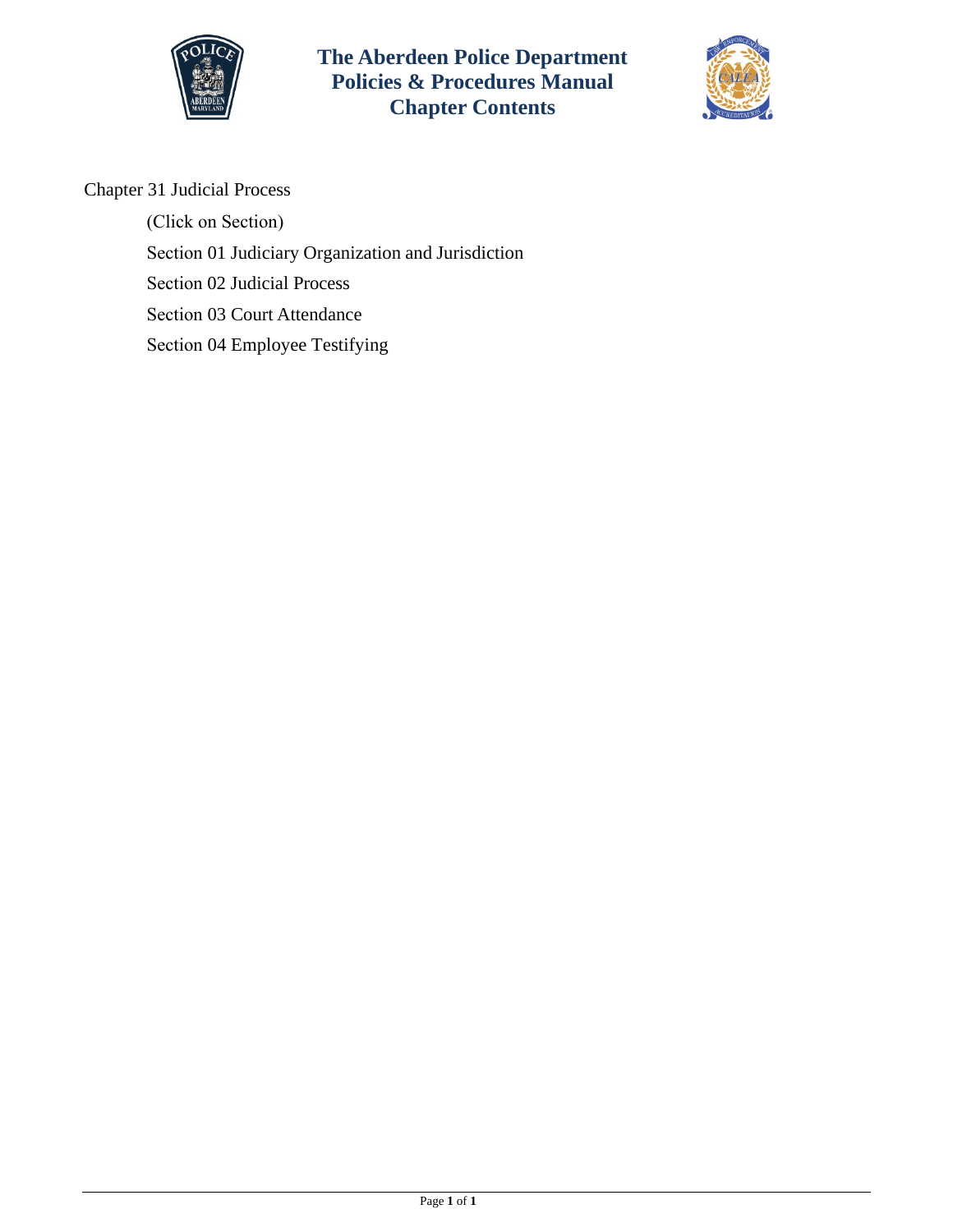# The Aberdeen Police Department Policies & Procedures Manual Chapter Contents

Chapter 31 Judicial Process

(Click on Section)

Section 01 Judiciary Organization and Jurisdiction

Section 02 Judicial Process

Section 03 Court Attendance

Section 04 Employee Testifying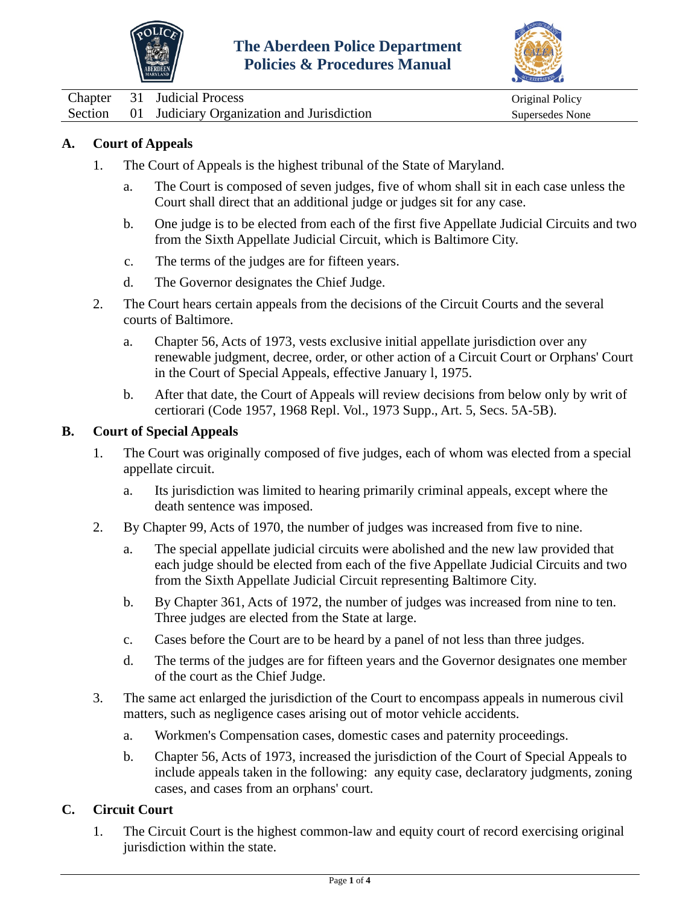| Chapter | 31 | Judicial Process | Original Policy |
|---|---|---|---|
| Section | 01 | Judiciary Organization and Jurisdiction | Supersedes None |

## A. Court of Appeals

1. The Court of Appeals is the highest tribunal of the State of Maryland.
   a. The Court is composed of seven judges, five of whom shall sit in each case unless the Court shall direct that an additional judge or judges sit for any case.
   b. One judge is to be elected from each of the first five Appellate Judicial Circuits and two from the Sixth Appellate Judicial Circuit, which is Baltimore City.
   c. The terms of the judges are for fifteen years.
   d. The Governor designates the Chief Judge.
2. The Court hears certain appeals from the decisions of the Circuit Courts and the several courts of Baltimore.
   a. Chapter 56, Acts of 1973, vests exclusive initial appellate jurisdiction over any renewable judgment, decree, order, or other action of a Circuit Court or Orphans' Court in the Court of Special Appeals, effective January l, 1975.
   b. After that date, the Court of Appeals will review decisions from below only by writ of certiorari (Code 1957, 1968 Repl. Vol., 1973 Supp., Art. 5, Secs. 5A-5B).

## B. Court of Special Appeals

1. The Court was originally composed of five judges, each of whom was elected from a special appellate circuit.
   a. Its jurisdiction was limited to hearing primarily criminal appeals, except where the death sentence was imposed.
2. By Chapter 99, Acts of 1970, the number of judges was increased from five to nine.
   a. The special appellate judicial circuits were abolished and the new law provided that each judge should be elected from each of the five Appellate Judicial Circuits and two from the Sixth Appellate Judicial Circuit representing Baltimore City.
   b. By Chapter 361, Acts of 1972, the number of judges was increased from nine to ten. Three judges are elected from the State at large.
   c. Cases before the Court are to be heard by a panel of not less than three judges.
   d. The terms of the judges are for fifteen years and the Governor designates one member of the court as the Chief Judge.
3. The same act enlarged the jurisdiction of the Court to encompass appeals in numerous civil matters, such as negligence cases arising out of motor vehicle accidents.
   a. Workmen's Compensation cases, domestic cases and paternity proceedings.
   b. Chapter 56, Acts of 1973, increased the jurisdiction of the Court of Special Appeals to include appeals taken in the following: any equity case, declaratory judgments, zoning cases, and cases from an orphans' court.

## C. Circuit Court

1. The Circuit Court is the highest common-law and equity court of record exercising original jurisdiction within the state.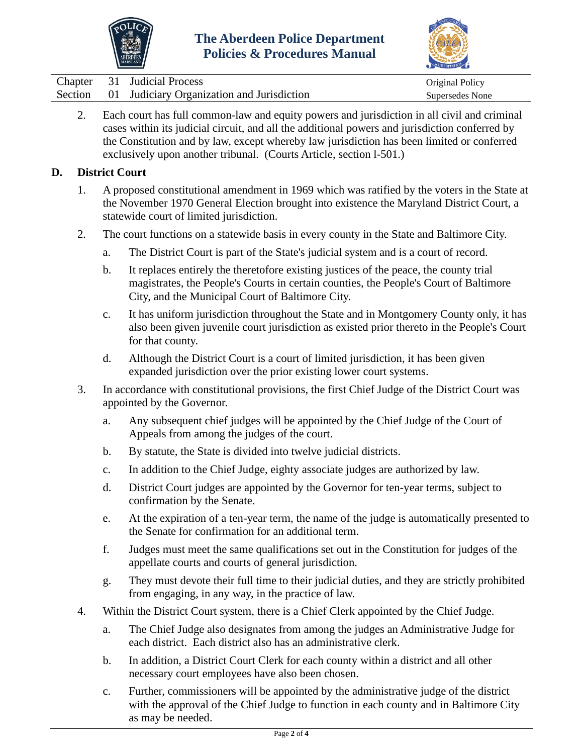2. Each court has full common-law and equity powers and jurisdiction in all civil and criminal cases within its judicial circuit, and all the additional powers and jurisdiction conferred by the Constitution and by law, except whereby law jurisdiction has been limited or conferred exclusively upon another tribunal. (Courts Article, section l-501.)

## D. District Court

1. A proposed constitutional amendment in 1969 which was ratified by the voters in the State at the November 1970 General Election brought into existence the Maryland District Court, a statewide court of limited jurisdiction.

2. The court functions on a statewide basis in every county in the State and Baltimore City.

   a. The District Court is part of the State's judicial system and is a court of record.

   b. It replaces entirely the theretofore existing justices of the peace, the county trial magistrates, the People's Courts in certain counties, the People's Court of Baltimore City, and the Municipal Court of Baltimore City.

   c. It has uniform jurisdiction throughout the State and in Montgomery County only, it has also been given juvenile court jurisdiction as existed prior thereto in the People's Court for that county.

   d. Although the District Court is a court of limited jurisdiction, it has been given expanded jurisdiction over the prior existing lower court systems.

3. In accordance with constitutional provisions, the first Chief Judge of the District Court was appointed by the Governor.

   a. Any subsequent chief judges will be appointed by the Chief Judge of the Court of Appeals from among the judges of the court.

   b. By statute, the State is divided into twelve judicial districts.

   c. In addition to the Chief Judge, eighty associate judges are authorized by law.

   d. District Court judges are appointed by the Governor for ten-year terms, subject to confirmation by the Senate.

   e. At the expiration of a ten-year term, the name of the judge is automatically presented to the Senate for confirmation for an additional term.

   f. Judges must meet the same qualifications set out in the Constitution for judges of the appellate courts and courts of general jurisdiction.

   g. They must devote their full time to their judicial duties, and they are strictly prohibited from engaging, in any way, in the practice of law.

4. Within the District Court system, there is a Chief Clerk appointed by the Chief Judge.

   a. The Chief Judge also designates from among the judges an Administrative Judge for each district. Each district also has an administrative clerk.

   b. In addition, a District Court Clerk for each county within a district and all other necessary court employees have also been chosen.

   c. Further, commissioners will be appointed by the administrative judge of the district with the approval of the Chief Judge to function in each county and in Baltimore City as may be needed.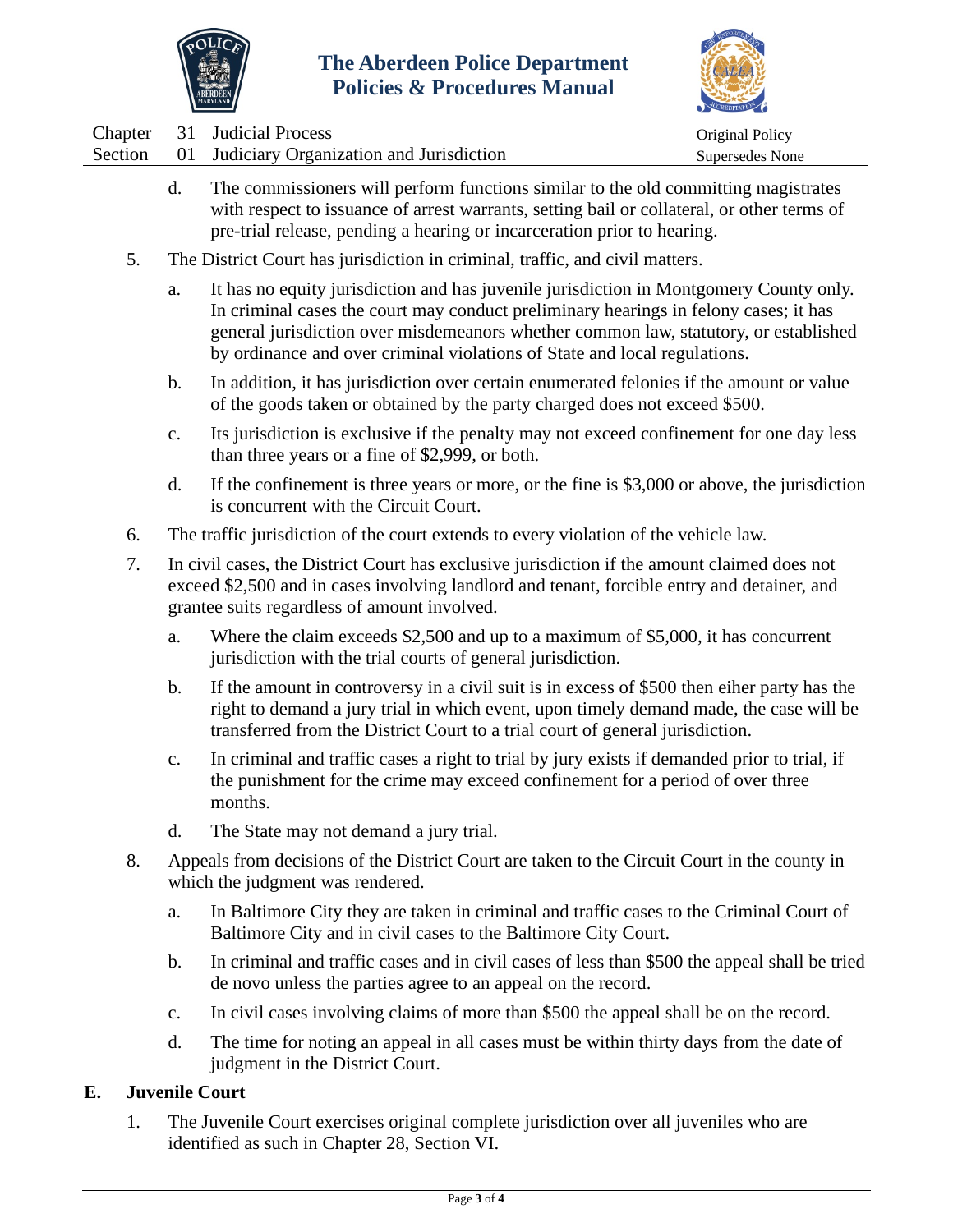d. The commissioners will perform functions similar to the old committing magistrates with respect to issuance of arrest warrants, setting bail or collateral, or other terms of pre-trial release, pending a hearing or incarceration prior to hearing.

5. The District Court has jurisdiction in criminal, traffic, and civil matters.

   a. It has no equity jurisdiction and has juvenile jurisdiction in Montgomery County only. In criminal cases the court may conduct preliminary hearings in felony cases; it has general jurisdiction over misdemeanors whether common law, statutory, or established by ordinance and over criminal violations of State and local regulations.

   b. In addition, it has jurisdiction over certain enumerated felonies if the amount or value of the goods taken or obtained by the party charged does not exceed $500.

   c. Its jurisdiction is exclusive if the penalty may not exceed confinement for one day less than three years or a fine of $2,999, or both.

   d. If the confinement is three years or more, or the fine is $3,000 or above, the jurisdiction is concurrent with the Circuit Court.

6. The traffic jurisdiction of the court extends to every violation of the vehicle law.

7. In civil cases, the District Court has exclusive jurisdiction if the amount claimed does not exceed $2,500 and in cases involving landlord and tenant, forcible entry and detainer, and grantee suits regardless of amount involved.

   a. Where the claim exceeds $2,500 and up to a maximum of $5,000, it has concurrent jurisdiction with the trial courts of general jurisdiction.

   b. If the amount in controversy in a civil suit is in excess of $500 then eiher party has the right to demand a jury trial in which event, upon timely demand made, the case will be transferred from the District Court to a trial court of general jurisdiction.

   c. In criminal and traffic cases a right to trial by jury exists if demanded prior to trial, if the punishment for the crime may exceed confinement for a period of over three months.

   d. The State may not demand a jury trial.

8. Appeals from decisions of the District Court are taken to the Circuit Court in the county in which the judgment was rendered.

   a. In Baltimore City they are taken in criminal and traffic cases to the Criminal Court of Baltimore City and in civil cases to the Baltimore City Court.

   b. In criminal and traffic cases and in civil cases of less than $500 the appeal shall be tried de novo unless the parties agree to an appeal on the record.

   c. In civil cases involving claims of more than $500 the appeal shall be on the record.

   d. The time for noting an appeal in all cases must be within thirty days from the date of judgment in the District Court.

## E. Juvenile Court

1. The Juvenile Court exercises original complete jurisdiction over all juveniles who are identified as such in Chapter 28, Section VI.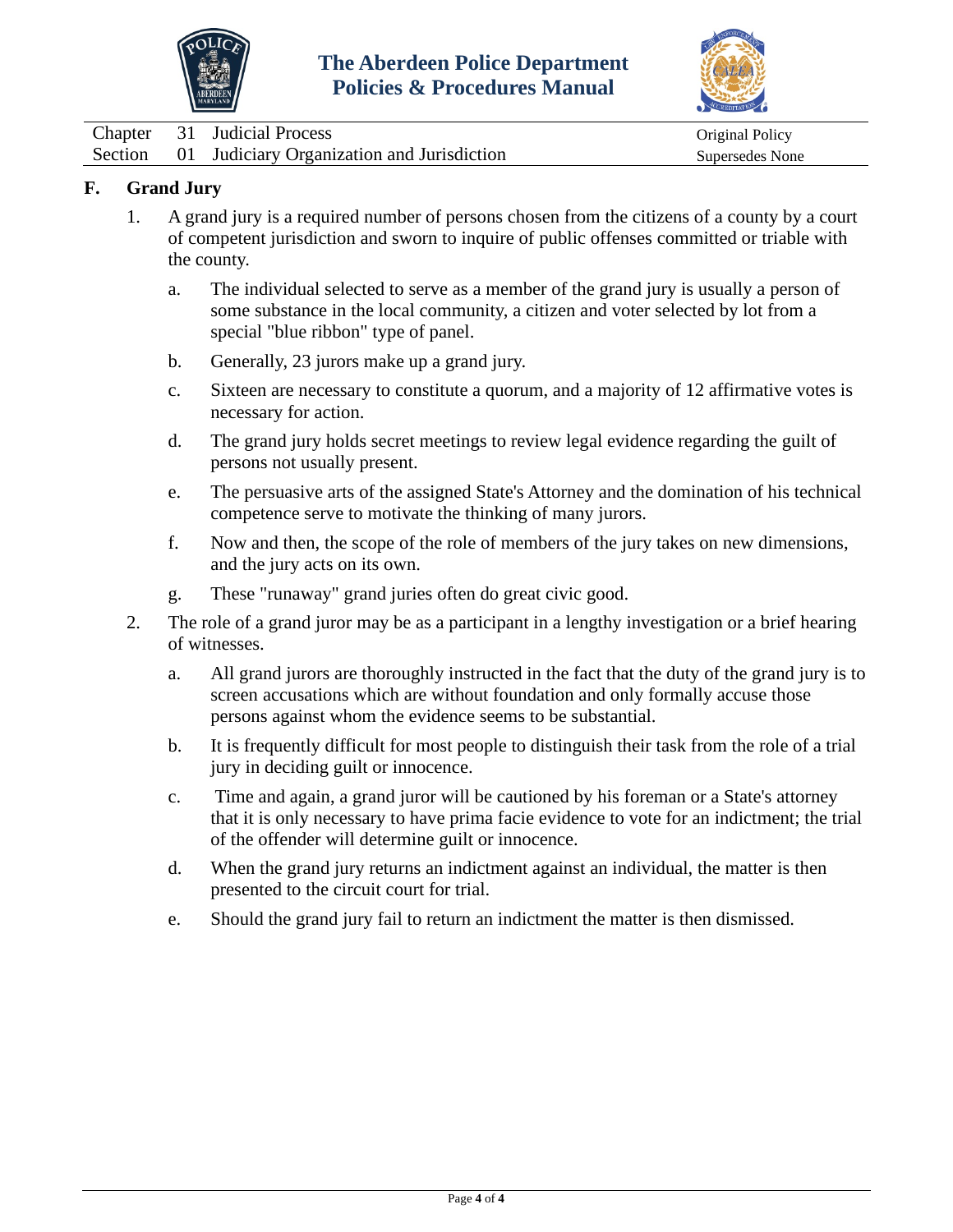## F. Grand Jury

1. A grand jury is a required number of persons chosen from the citizens of a county by a court of competent jurisdiction and sworn to inquire of public offenses committed or triable with the county.

   a. The individual selected to serve as a member of the grand jury is usually a person of some substance in the local community, a citizen and voter selected by lot from a special "blue ribbon" type of panel.

   b. Generally, 23 jurors make up a grand jury.

   c. Sixteen are necessary to constitute a quorum, and a majority of 12 affirmative votes is necessary for action.

   d. The grand jury holds secret meetings to review legal evidence regarding the guilt of persons not usually present.

   e. The persuasive arts of the assigned State's Attorney and the domination of his technical competence serve to motivate the thinking of many jurors.

   f. Now and then, the scope of the role of members of the jury takes on new dimensions, and the jury acts on its own.

   g. These "runaway" grand juries often do great civic good.

2. The role of a grand juror may be as a participant in a lengthy investigation or a brief hearing of witnesses.

   a. All grand jurors are thoroughly instructed in the fact that the duty of the grand jury is to screen accusations which are without foundation and only formally accuse those persons against whom the evidence seems to be substantial.

   b. It is frequently difficult for most people to distinguish their task from the role of a trial jury in deciding guilt or innocence.

   c. Time and again, a grand juror will be cautioned by his foreman or a State's attorney that it is only necessary to have prima facie evidence to vote for an indictment; the trial of the offender will determine guilt or innocence.

   d. When the grand jury returns an indictment against an individual, the matter is then presented to the circuit court for trial.

   e. Should the grand jury fail to return an indictment the matter is then dismissed.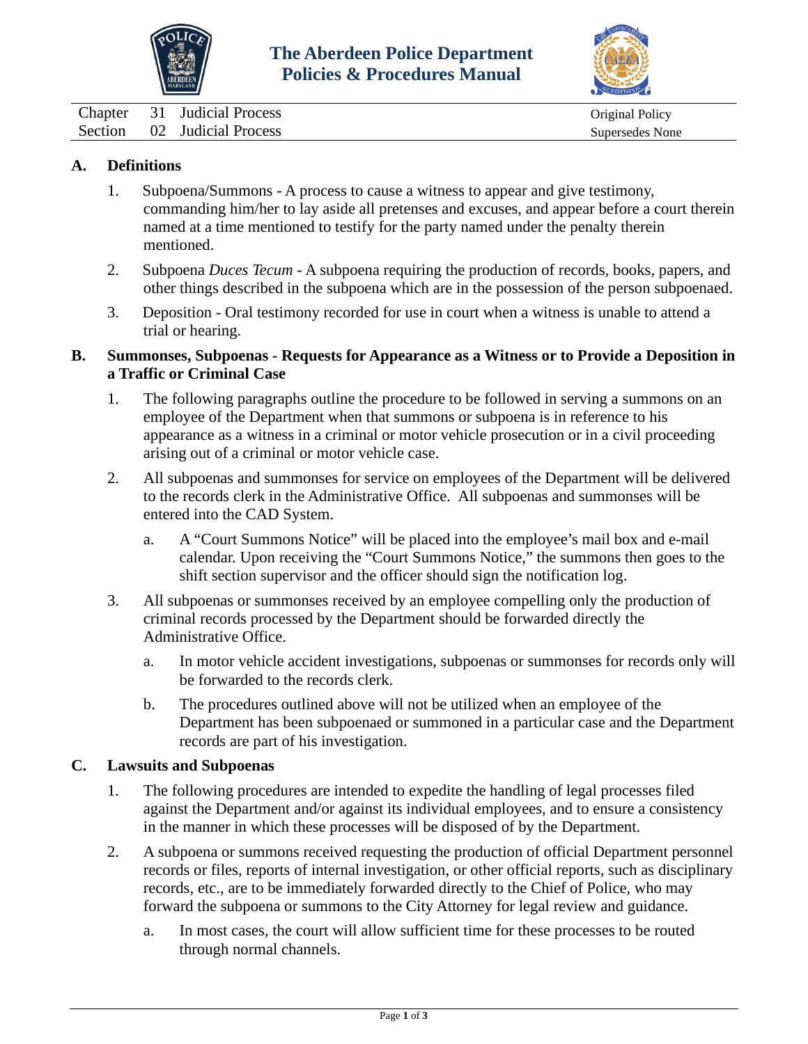# The Aberdeen Police Department Policies & Procedures Manual

| Chapter | 31 | Judicial Process | Original Policy |
|---|---|---|---|
| Section | 02 | Judicial Process | Supersedes None |

## A. Definitions

1. Subpoena/Summons - A process to cause a witness to appear and give testimony, commanding him/her to lay aside all pretenses and excuses, and appear before a court therein named at a time mentioned to testify for the party named under the penalty therein mentioned.

2. Subpoena *Duces Tecum* - A subpoena requiring the production of records, books, papers, and other things described in the subpoena which are in the possession of the person subpoenaed.

3. Deposition - Oral testimony recorded for use in court when a witness is unable to attend a trial or hearing.

## B. Summonses, Subpoenas - Requests for Appearance as a Witness or to Provide a Deposition in a Traffic or Criminal Case

1. The following paragraphs outline the procedure to be followed in serving a summons on an employee of the Department when that summons or subpoena is in reference to his appearance as a witness in a criminal or motor vehicle prosecution or in a civil proceeding arising out of a criminal or motor vehicle case.

2. All subpoenas and summonses for service on employees of the Department will be delivered to the records clerk in the Administrative Office. All subpoenas and summonses will be entered into the CAD System.

   a. A "Court Summons Notice" will be placed into the employee's mail box and e-mail calendar. Upon receiving the "Court Summons Notice," the summons then goes to the shift section supervisor and the officer should sign the notification log.

3. All subpoenas or summonses received by an employee compelling only the production of criminal records processed by the Department should be forwarded directly the Administrative Office.

   a. In motor vehicle accident investigations, subpoenas or summonses for records only will be forwarded to the records clerk.

   b. The procedures outlined above will not be utilized when an employee of the Department has been subpoenaed or summoned in a particular case and the Department records are part of his investigation.

## C. Lawsuits and Subpoenas

1. The following procedures are intended to expedite the handling of legal processes filed against the Department and/or against its individual employees, and to ensure a consistency in the manner in which these processes will be disposed of by the Department.

2. A subpoena or summons received requesting the production of official Department personnel records or files, reports of internal investigation, or other official reports, such as disciplinary records, etc., are to be immediately forwarded directly to the Chief of Police, who may forward the subpoena or summons to the City Attorney for legal review and guidance.

   a. In most cases, the court will allow sufficient time for these processes to be routed through normal channels.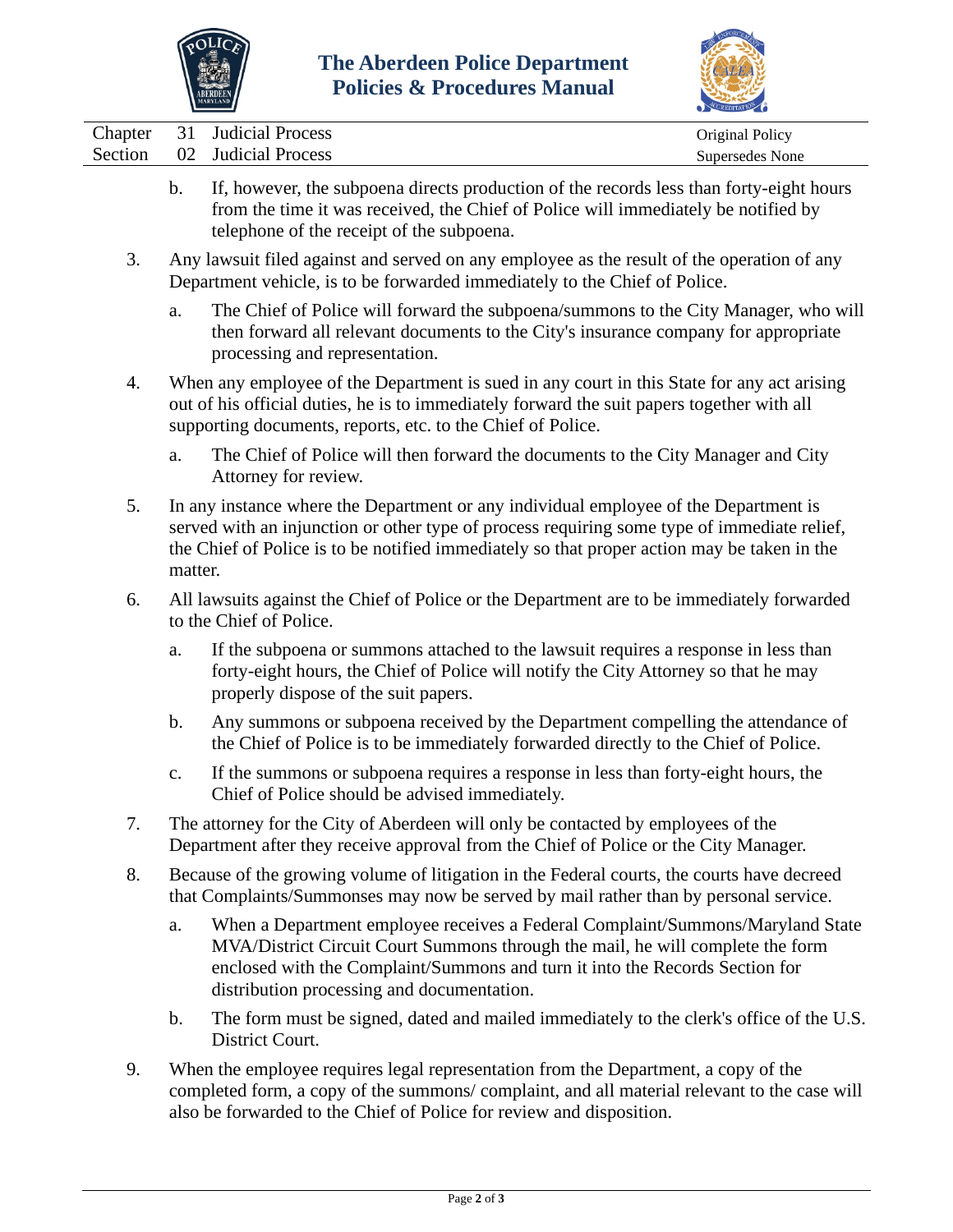b. If, however, the subpoena directs production of the records less than forty-eight hours from the time it was received, the Chief of Police will immediately be notified by telephone of the receipt of the subpoena.

3. Any lawsuit filed against and served on any employee as the result of the operation of any Department vehicle, is to be forwarded immediately to the Chief of Police.

   a. The Chief of Police will forward the subpoena/summons to the City Manager, who will then forward all relevant documents to the City's insurance company for appropriate processing and representation.

4. When any employee of the Department is sued in any court in this State for any act arising out of his official duties, he is to immediately forward the suit papers together with all supporting documents, reports, etc. to the Chief of Police.

   a. The Chief of Police will then forward the documents to the City Manager and City Attorney for review.

5. In any instance where the Department or any individual employee of the Department is served with an injunction or other type of process requiring some type of immediate relief, the Chief of Police is to be notified immediately so that proper action may be taken in the matter.

6. All lawsuits against the Chief of Police or the Department are to be immediately forwarded to the Chief of Police.

   a. If the subpoena or summons attached to the lawsuit requires a response in less than forty-eight hours, the Chief of Police will notify the City Attorney so that he may properly dispose of the suit papers.

   b. Any summons or subpoena received by the Department compelling the attendance of the Chief of Police is to be immediately forwarded directly to the Chief of Police.

   c. If the summons or subpoena requires a response in less than forty-eight hours, the Chief of Police should be advised immediately.

7. The attorney for the City of Aberdeen will only be contacted by employees of the Department after they receive approval from the Chief of Police or the City Manager.

8. Because of the growing volume of litigation in the Federal courts, the courts have decreed that Complaints/Summonses may now be served by mail rather than by personal service.

   a. When a Department employee receives a Federal Complaint/Summons/Maryland State MVA/District Circuit Court Summons through the mail, he will complete the form enclosed with the Complaint/Summons and turn it into the Records Section for distribution processing and documentation.

   b. The form must be signed, dated and mailed immediately to the clerk's office of the U.S. District Court.

9. When the employee requires legal representation from the Department, a copy of the completed form, a copy of the summons/ complaint, and all material relevant to the case will also be forwarded to the Chief of Police for review and disposition.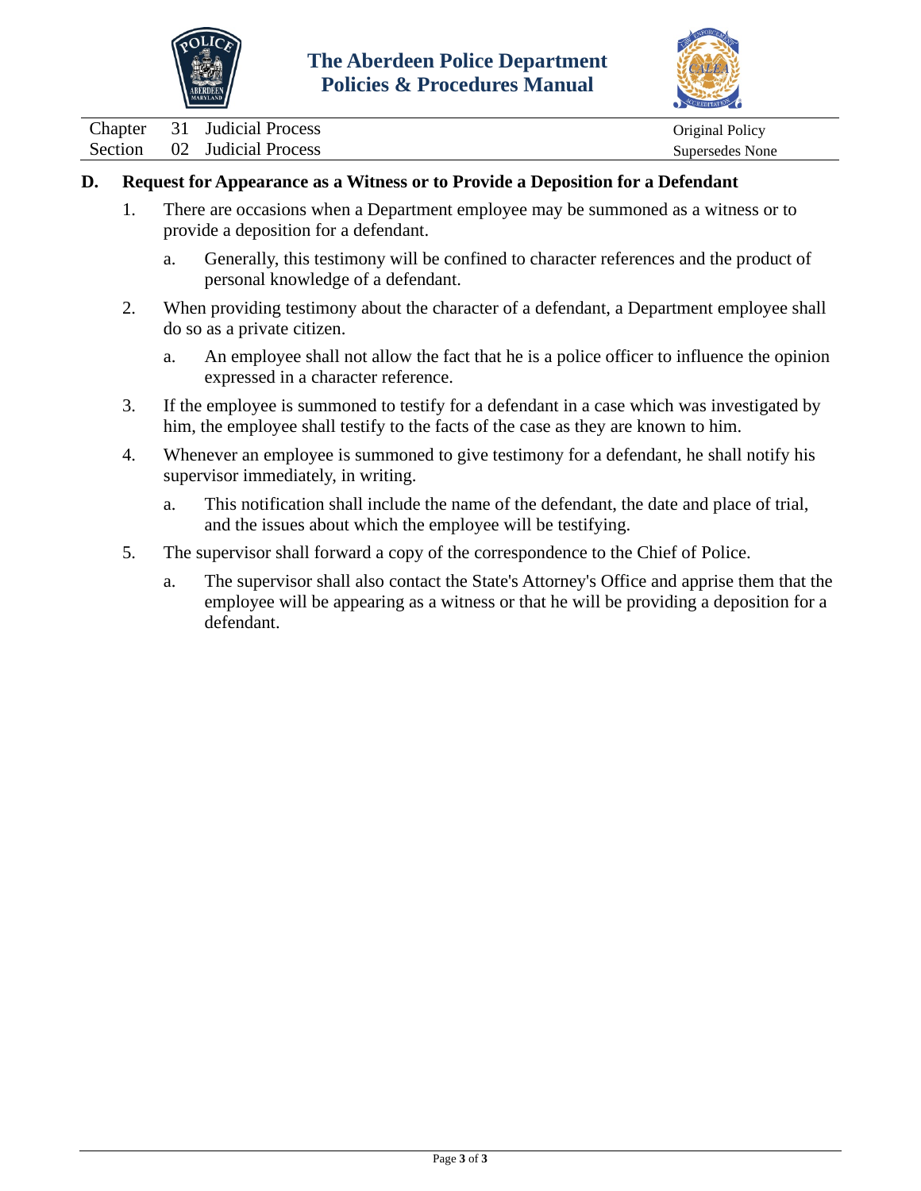**D. Request for Appearance as a Witness or to Provide a Deposition for a Defendant**

1. There are occasions when a Department employee may be summoned as a witness or to provide a deposition for a defendant.

   a. Generally, this testimony will be confined to character references and the product of personal knowledge of a defendant.

2. When providing testimony about the character of a defendant, a Department employee shall do so as a private citizen.

   a. An employee shall not allow the fact that he is a police officer to influence the opinion expressed in a character reference.

3. If the employee is summoned to testify for a defendant in a case which was investigated by him, the employee shall testify to the facts of the case as they are known to him.

4. Whenever an employee is summoned to give testimony for a defendant, he shall notify his supervisor immediately, in writing.

   a. This notification shall include the name of the defendant, the date and place of trial, and the issues about which the employee will be testifying.

5. The supervisor shall forward a copy of the correspondence to the Chief of Police.

   a. The supervisor shall also contact the State's Attorney's Office and apprise them that the employee will be appearing as a witness or that he will be providing a deposition for a defendant.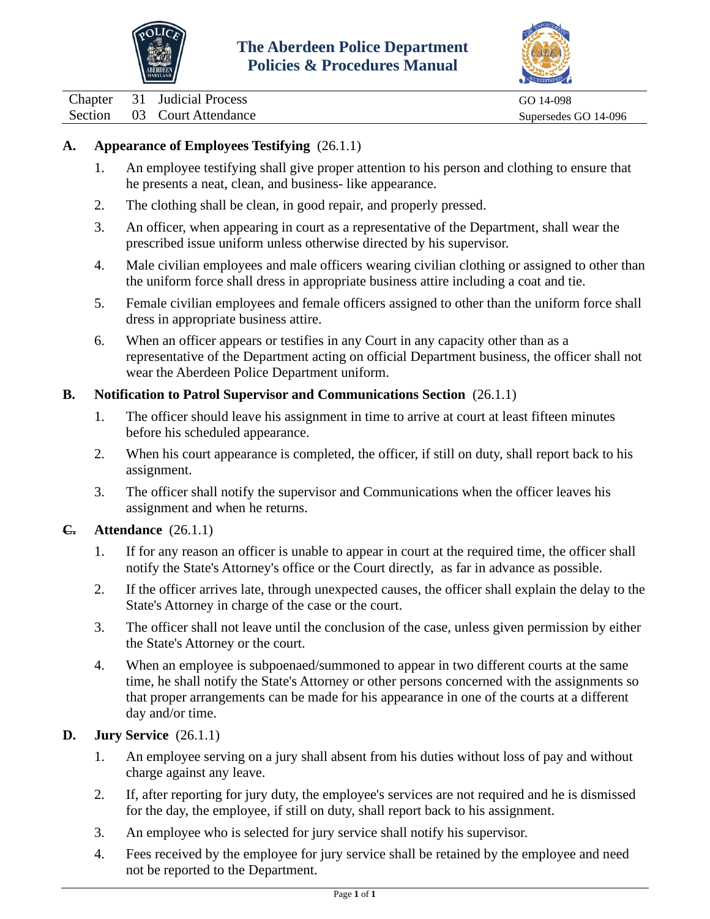| Chapter | 31 | Judicial Process | GO 14-098 |
|---|---|---|---|
| Section | 03 | Court Attendance | Supersedes GO 14-096 |

**A. Appearance of Employees Testifying** (26.1.1)

1. An employee testifying shall give proper attention to his person and clothing to ensure that he presents a neat, clean, and business- like appearance.
2. The clothing shall be clean, in good repair, and properly pressed.
3. An officer, when appearing in court as a representative of the Department, shall wear the prescribed issue uniform unless otherwise directed by his supervisor.
4. Male civilian employees and male officers wearing civilian clothing or assigned to other than the uniform force shall dress in appropriate business attire including a coat and tie.
5. Female civilian employees and female officers assigned to other than the uniform force shall dress in appropriate business attire.
6. When an officer appears or testifies in any Court in any capacity other than as a representative of the Department acting on official Department business, the officer shall not wear the Aberdeen Police Department uniform.

**B. Notification to Patrol Supervisor and Communications Section** (26.1.1)

1. The officer should leave his assignment in time to arrive at court at least fifteen minutes before his scheduled appearance.
2. When his court appearance is completed, the officer, if still on duty, shall report back to his assignment.
3. The officer shall notify the supervisor and Communications when the officer leaves his assignment and when he returns.

**C. Attendance** (26.1.1)

1. If for any reason an officer is unable to appear in court at the required time, the officer shall notify the State's Attorney's office or the Court directly, as far in advance as possible.
2. If the officer arrives late, through unexpected causes, the officer shall explain the delay to the State's Attorney in charge of the case or the court.
3. The officer shall not leave until the conclusion of the case, unless given permission by either the State's Attorney or the court.
4. When an employee is subpoenaed/summoned to appear in two different courts at the same time, he shall notify the State's Attorney or other persons concerned with the assignments so that proper arrangements can be made for his appearance in one of the courts at a different day and/or time.

**D. Jury Service** (26.1.1)

1. An employee serving on a jury shall absent from his duties without loss of pay and without charge against any leave.
2. If, after reporting for jury duty, the employee's services are not required and he is dismissed for the day, the employee, if still on duty, shall report back to his assignment.
3. An employee who is selected for jury service shall notify his supervisor.
4. Fees received by the employee for jury service shall be retained by the employee and need not be reported to the Department.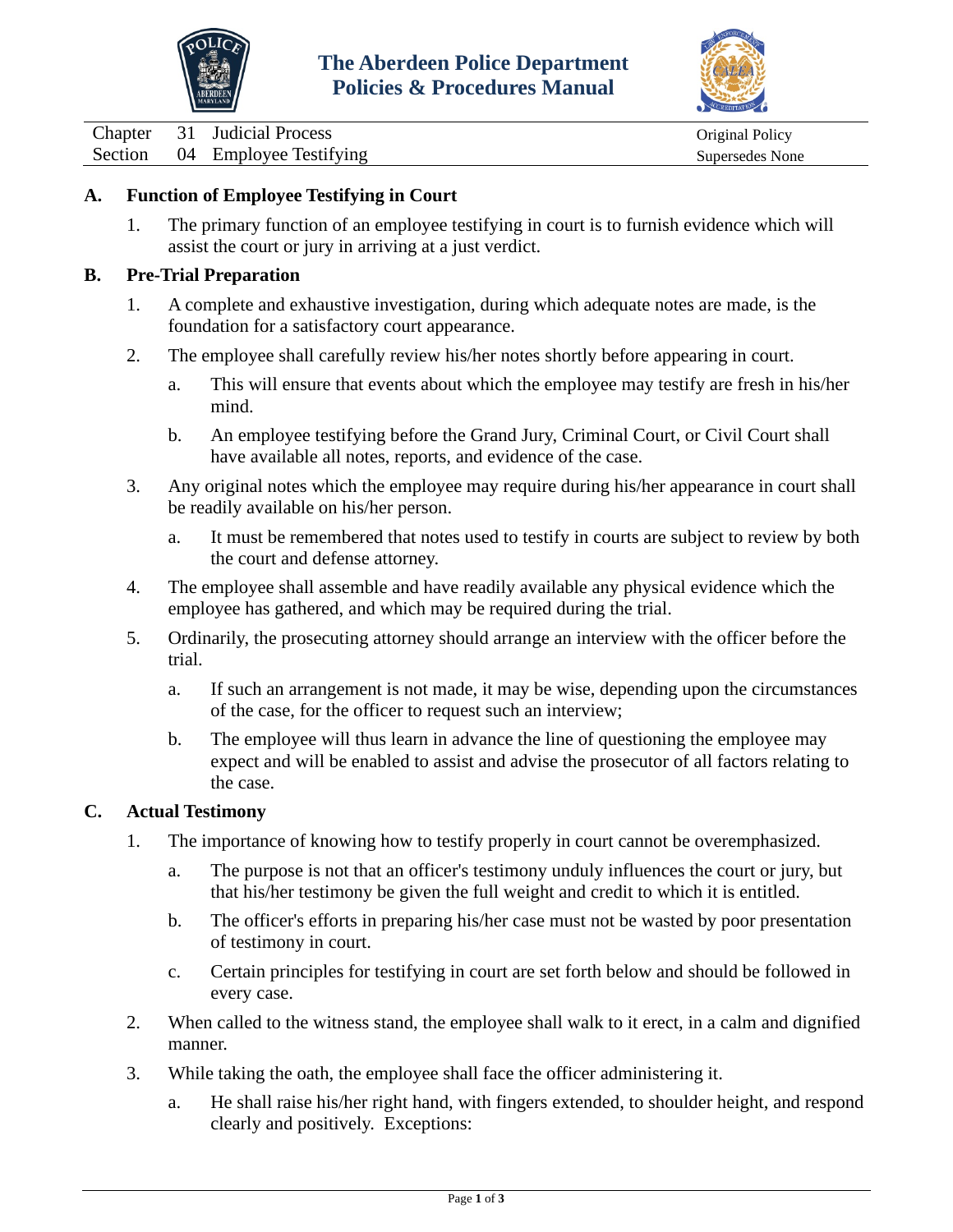# The Aberdeen Police Department
# Policies & Procedures Manual

| | | | |
|---|---|---|---|
| Chapter | 31 | Judicial Process | Original Policy |
| Section | 04 | Employee Testifying | Supersedes None |

**A. Function of Employee Testifying in Court**

1. The primary function of an employee testifying in court is to furnish evidence which will assist the court or jury in arriving at a just verdict.

**B. Pre-Trial Preparation**

1. A complete and exhaustive investigation, during which adequate notes are made, is the foundation for a satisfactory court appearance.
2. The employee shall carefully review his/her notes shortly before appearing in court.
   a. This will ensure that events about which the employee may testify are fresh in his/her mind.
   b. An employee testifying before the Grand Jury, Criminal Court, or Civil Court shall have available all notes, reports, and evidence of the case.
3. Any original notes which the employee may require during his/her appearance in court shall be readily available on his/her person.
   a. It must be remembered that notes used to testify in courts are subject to review by both the court and defense attorney.
4. The employee shall assemble and have readily available any physical evidence which the employee has gathered, and which may be required during the trial.
5. Ordinarily, the prosecuting attorney should arrange an interview with the officer before the trial.
   a. If such an arrangement is not made, it may be wise, depending upon the circumstances of the case, for the officer to request such an interview;
   b. The employee will thus learn in advance the line of questioning the employee may expect and will be enabled to assist and advise the prosecutor of all factors relating to the case.

**C. Actual Testimony**

1. The importance of knowing how to testify properly in court cannot be overemphasized.
   a. The purpose is not that an officer's testimony unduly influences the court or jury, but that his/her testimony be given the full weight and credit to which it is entitled.
   b. The officer's efforts in preparing his/her case must not be wasted by poor presentation of testimony in court.
   c. Certain principles for testifying in court are set forth below and should be followed in every case.
2. When called to the witness stand, the employee shall walk to it erect, in a calm and dignified manner.
3. While taking the oath, the employee shall face the officer administering it.
   a. He shall raise his/her right hand, with fingers extended, to shoulder height, and respond clearly and positively. Exceptions: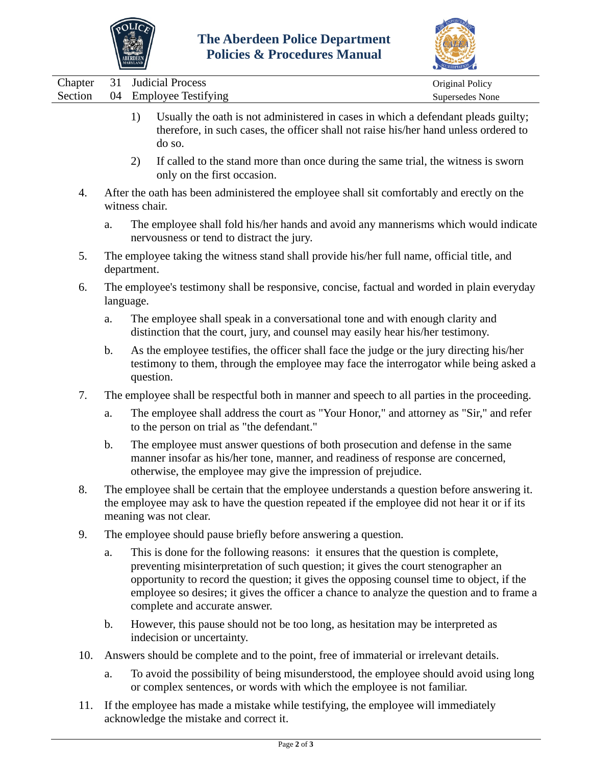1) Usually the oath is not administered in cases in which a defendant pleads guilty; therefore, in such cases, the officer shall not raise his/her hand unless ordered to do so.

2) If called to the stand more than once during the same trial, the witness is sworn only on the first occasion.

4. After the oath has been administered the employee shall sit comfortably and erectly on the witness chair.

   a. The employee shall fold his/her hands and avoid any mannerisms which would indicate nervousness or tend to distract the jury.

5. The employee taking the witness stand shall provide his/her full name, official title, and department.

6. The employee's testimony shall be responsive, concise, factual and worded in plain everyday language.

   a. The employee shall speak in a conversational tone and with enough clarity and distinction that the court, jury, and counsel may easily hear his/her testimony.

   b. As the employee testifies, the officer shall face the judge or the jury directing his/her testimony to them, through the employee may face the interrogator while being asked a question.

7. The employee shall be respectful both in manner and speech to all parties in the proceeding.

   a. The employee shall address the court as "Your Honor," and attorney as "Sir," and refer to the person on trial as "the defendant."

   b. The employee must answer questions of both prosecution and defense in the same manner insofar as his/her tone, manner, and readiness of response are concerned, otherwise, the employee may give the impression of prejudice.

8. The employee shall be certain that the employee understands a question before answering it. the employee may ask to have the question repeated if the employee did not hear it or if its meaning was not clear.

9. The employee should pause briefly before answering a question.

   a. This is done for the following reasons: it ensures that the question is complete, preventing misinterpretation of such question; it gives the court stenographer an opportunity to record the question; it gives the opposing counsel time to object, if the employee so desires; it gives the officer a chance to analyze the question and to frame a complete and accurate answer.

   b. However, this pause should not be too long, as hesitation may be interpreted as indecision or uncertainty.

10. Answers should be complete and to the point, free of immaterial or irrelevant details.

    a. To avoid the possibility of being misunderstood, the employee should avoid using long or complex sentences, or words with which the employee is not familiar.

11. If the employee has made a mistake while testifying, the employee will immediately acknowledge the mistake and correct it.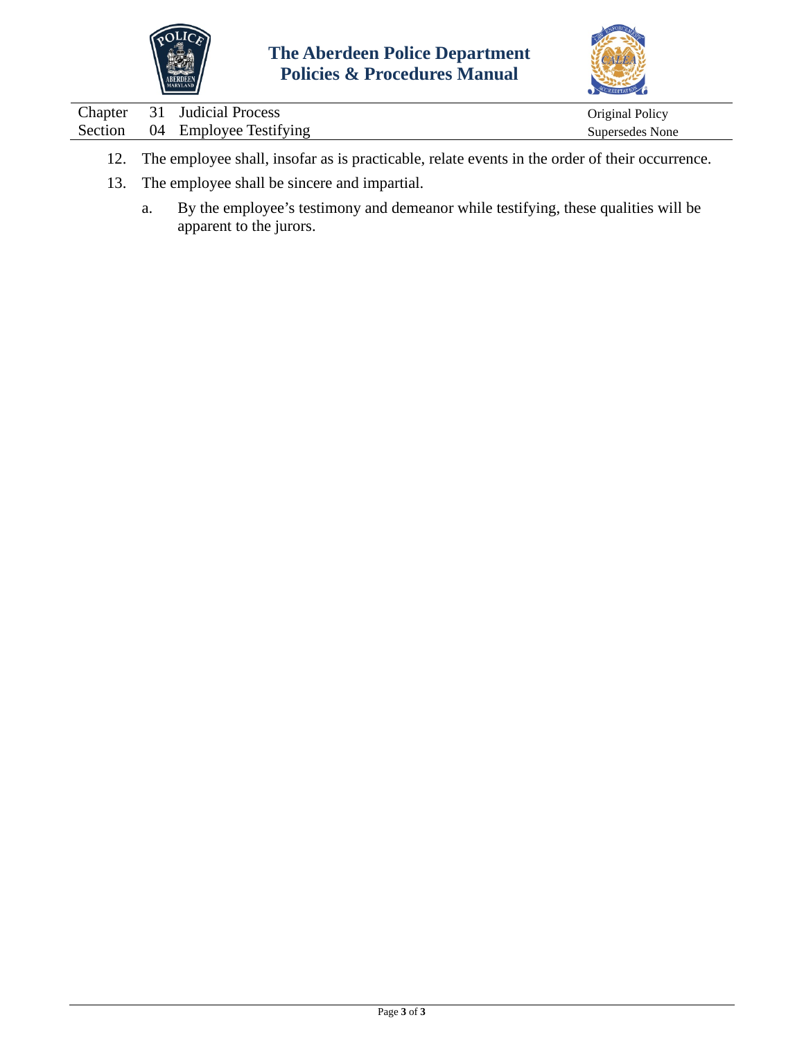12. The employee shall, insofar as is practicable, relate events in the order of their occurrence.

13. The employee shall be sincere and impartial.

    a. By the employee’s testimony and demeanor while testifying, these qualities will be apparent to the jurors.